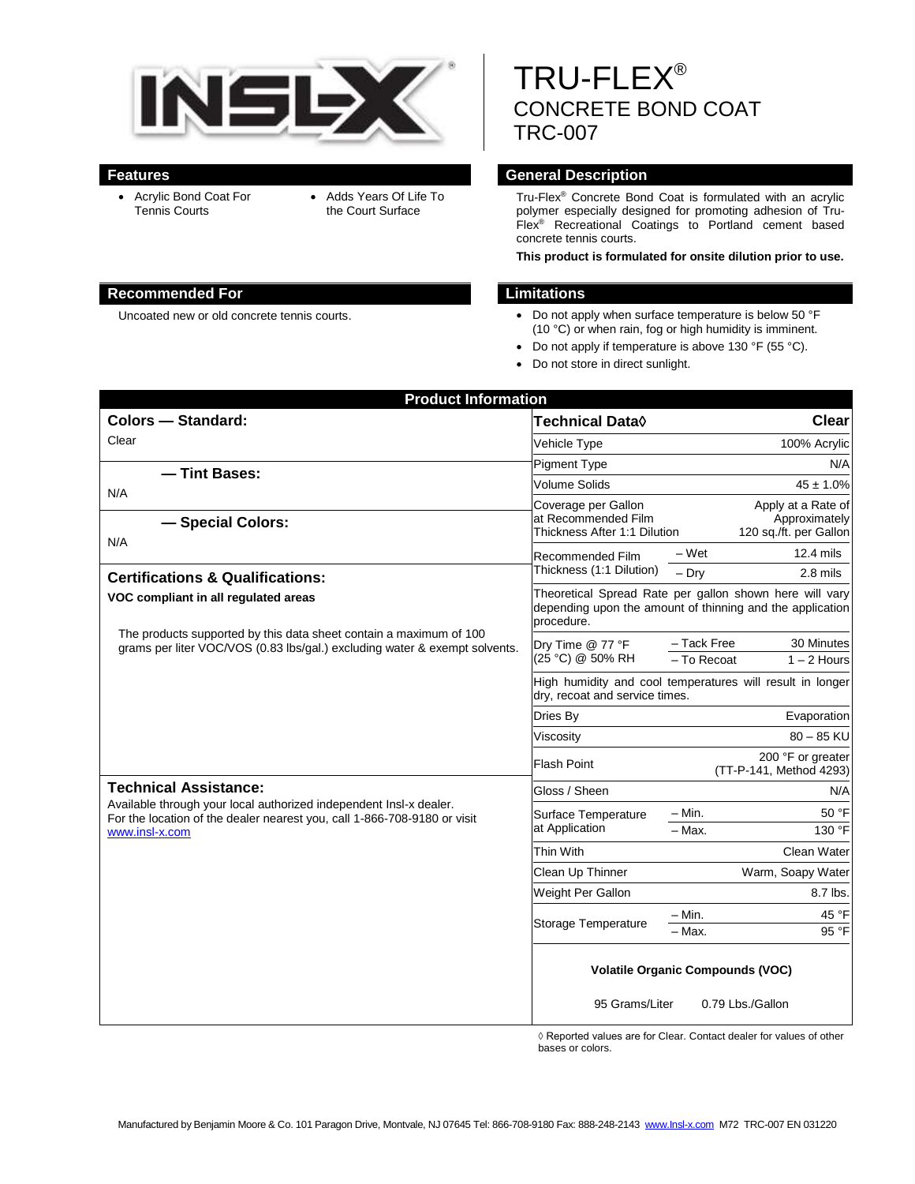# TRU-FLEX®
## CONCRETE BOND COAT
## TRC-007

## Features

- Acrylic Bond Coat For Tennis Courts
- Adds Years Of Life To the Court Surface

## General Description

Tru-Flex® Concrete Bond Coat is formulated with an acrylic polymer especially designed for promoting adhesion of Tru-Flex® Recreational Coatings to Portland cement based concrete tennis courts.

**This product is formulated for onsite dilution prior to use.**

## Recommended For

Uncoated new or old concrete tennis courts.

## Limitations

- Do not apply when surface temperature is below 50 °F (10 °C) or when rain, fog or high humidity is imminent.
- Do not apply if temperature is above 130 °F (55 °C).
- Do not store in direct sunlight.

## Product Information

### Colors — Standard:

Clear

### — Tint Bases:

N/A

### — Special Colors:

N/A

### Certifications & Qualifications:

**VOC compliant in all regulated areas**

The products supported by this data sheet contain a maximum of 100 grams per liter VOC/VOS (0.83 lbs/gal.) excluding water & exempt solvents.

### Technical Assistance:

Available through your local authorized independent Insl-x dealer. For the location of the dealer nearest you, call 1-866-708-9180 or visit www.insl-x.com

| Technical Data◊ | | Clear |
|---|---|---|
| Vehicle Type | | 100% Acrylic |
| Pigment Type | | N/A |
| Volume Solids | | 45 ± 1.0% |
| Coverage per Gallon at Recommended Film Thickness After 1:1 Dilution | | Apply at a Rate of Approximately 120 sq./ft. per Gallon |
| Recommended Film Thickness (1:1 Dilution) | – Wet | 12.4 mils |
| | – Dry | 2.8 mils |
| Theoretical Spread Rate per gallon shown here will vary depending upon the amount of thinning and the application procedure. | | |
| Dry Time @ 77 °F (25 °C) @ 50% RH | – Tack Free | 30 Minutes |
| | – To Recoat | 1 – 2 Hours |
| High humidity and cool temperatures will result in longer dry, recoat and service times. | | |
| Dries By | | Evaporation |
| Viscosity | | 80 – 85 KU |
| Flash Point | | 200 °F or greater (TT-P-141, Method 4293) |
| Gloss / Sheen | | N/A |
| Surface Temperature at Application | – Min. | 50 °F |
| | – Max. | 130 °F |
| Thin With | | Clean Water |
| Clean Up Thinner | | Warm, Soapy Water |
| Weight Per Gallon | | 8.7 lbs. |
| Storage Temperature | – Min. | 45 °F |
| | – Max. | 95 °F |

**Volatile Organic Compounds (VOC)**

95 Grams/Liter 0.79 Lbs./Gallon

◊ Reported values are for Clear. Contact dealer for values of other bases or colors.

Manufactured by Benjamin Moore & Co. 101 Paragon Drive, Montvale, NJ 07645 Tel: 866-708-9180 Fax: 888-248-2143 www.Insl-x.com M72 TRC-007 EN 031220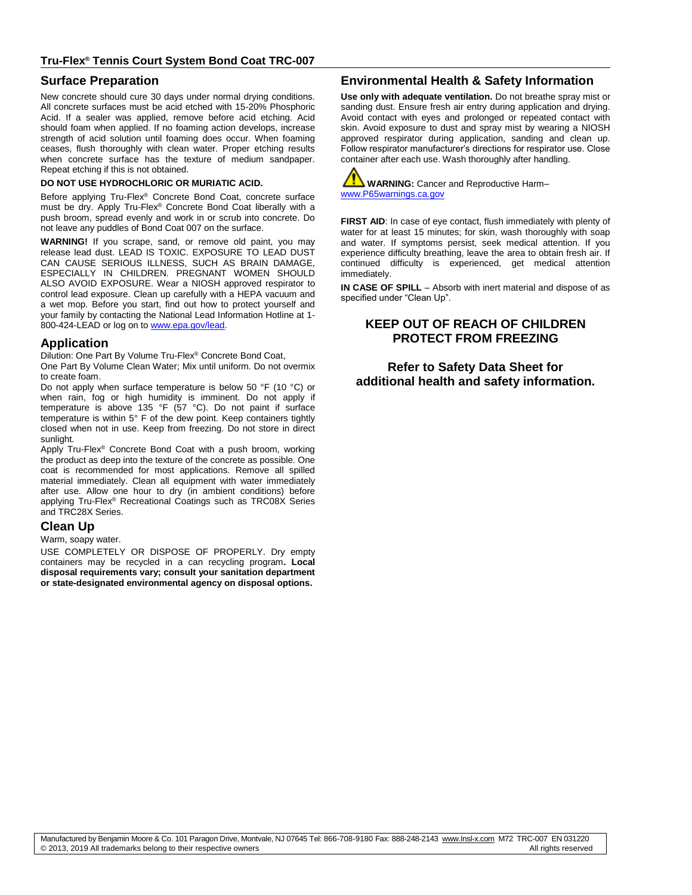## Surface Preparation

New concrete should cure 30 days under normal drying conditions. All concrete surfaces must be acid etched with 15-20% Phosphoric Acid. If a sealer was applied, remove before acid etching. Acid should foam when applied. If no foaming action develops, increase strength of acid solution until foaming does occur. When foaming ceases, flush thoroughly with clean water. Proper etching results when concrete surface has the texture of medium sandpaper. Repeat etching if this is not obtained.

**DO NOT USE HYDROCHLORIC OR MURIATIC ACID.**

Before applying Tru-Flex® Concrete Bond Coat, concrete surface must be dry. Apply Tru-Flex® Concrete Bond Coat liberally with a push broom, spread evenly and work in or scrub into concrete. Do not leave any puddles of Bond Coat 007 on the surface.

**WARNING!** If you scrape, sand, or remove old paint, you may release lead dust. LEAD IS TOXIC. EXPOSURE TO LEAD DUST CAN CAUSE SERIOUS ILLNESS, SUCH AS BRAIN DAMAGE, ESPECIALLY IN CHILDREN. PREGNANT WOMEN SHOULD ALSO AVOID EXPOSURE. Wear a NIOSH approved respirator to control lead exposure. Clean up carefully with a HEPA vacuum and a wet mop. Before you start, find out how to protect yourself and your family by contacting the National Lead Information Hotline at 1-800-424-LEAD or log on to www.epa.gov/lead.

## Application

Dilution: One Part By Volume Tru-Flex® Concrete Bond Coat,
One Part By Volume Clean Water; Mix until uniform. Do not overmix to create foam.

Do not apply when surface temperature is below 50 °F (10 °C) or when rain, fog or high humidity is imminent. Do not apply if temperature is above 135 °F (57 °C). Do not paint if surface temperature is within 5° F of the dew point. Keep containers tightly closed when not in use. Keep from freezing. Do not store in direct sunlight.

Apply Tru-Flex® Concrete Bond Coat with a push broom, working the product as deep into the texture of the concrete as possible. One coat is recommended for most applications. Remove all spilled material immediately. Clean all equipment with water immediately after use. Allow one hour to dry (in ambient conditions) before applying Tru-Flex® Recreational Coatings such as TRC08X Series and TRC28X Series.

## Clean Up

Warm, soapy water.

USE COMPLETELY OR DISPOSE OF PROPERLY. Dry empty containers may be recycled in a can recycling program**. Local disposal requirements vary; consult your sanitation department or state-designated environmental agency on disposal options.**

## Environmental Health & Safety Information

**Use only with adequate ventilation.** Do not breathe spray mist or sanding dust. Ensure fresh air entry during application and drying. Avoid contact with eyes and prolonged or repeated contact with skin. Avoid exposure to dust and spray mist by wearing a NIOSH approved respirator during application, sanding and clean up. Follow respirator manufacturer's directions for respirator use. Close container after each use. Wash thoroughly after handling.

**WARNING:** Cancer and Reproductive Harm– www.P65warnings.ca.gov

**FIRST AID**: In case of eye contact, flush immediately with plenty of water for at least 15 minutes; for skin, wash thoroughly with soap and water. If symptoms persist, seek medical attention. If you experience difficulty breathing, leave the area to obtain fresh air. If continued difficulty is experienced, get medical attention immediately.

**IN CASE OF SPILL** – Absorb with inert material and dispose of as specified under "Clean Up".

**KEEP OUT OF REACH OF CHILDREN**
**PROTECT FROM FREEZING**

**Refer to Safety Data Sheet for additional health and safety information.**

Manufactured by Benjamin Moore & Co. 101 Paragon Drive, Montvale, NJ 07645 Tel: 866-708-9180 Fax: 888-248-2143 www.lnsl-x.com M72 TRC-007 EN 031220
© 2013, 2019 All trademarks belong to their respective owners All rights reserved